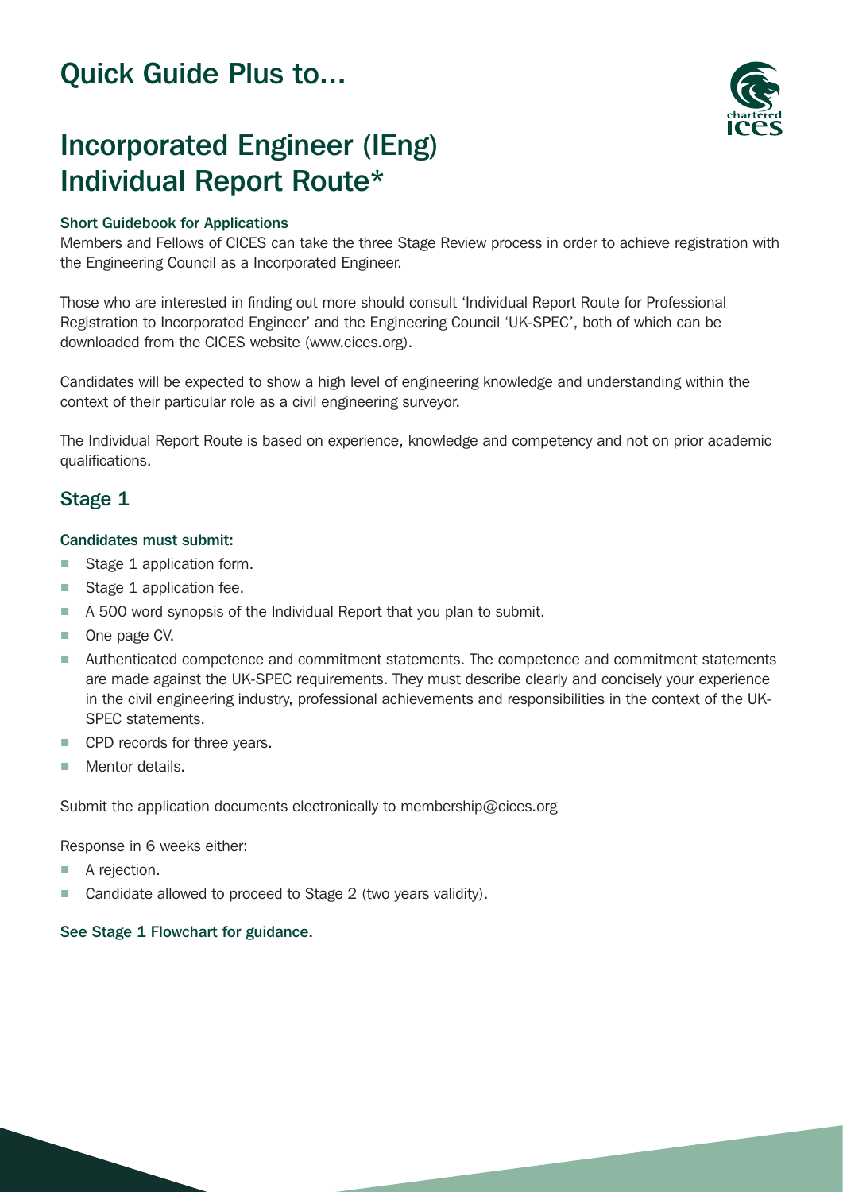# Quick Guide Plus to...

# Incorporated Engineer (IEng) Individual Report Route*

### Short Guidebook for Applications

Members and Fellows of CICES can take the three Stage Review process in order to achieve registration with the Engineering Council as a Incorporated Engineer.

Those who are interested in finding out more should consult 'Individual Report Route for Professional Registration to Incorporated Engineer' and the Engineering Council 'UK-SPEC', both of which can be downloaded from the CICES website (www.cices.org).

Candidates will be expected to show a high level of engineering knowledge and understanding within the context of their particular role as a civil engineering surveyor.

The Individual Report Route is based on experience, knowledge and competency and not on prior academic qualifications.

## Stage 1

### Candidates must submit:

- Stage 1 application form.
- Stage 1 application fee.
- A 500 word synopsis of the Individual Report that you plan to submit.
- One page CV.
- Authenticated competence and commitment statements. The competence and commitment statements are made against the UK-SPEC requirements. They must describe clearly and concisely your experience in the civil engineering industry, professional achievements and responsibilities in the context of the UK-SPEC statements.
- CPD records for three years.
- Mentor details.

Submit the application documents electronically to membership@cices.org

Response in 6 weeks either:

- A rejection.
- Candidate allowed to proceed to Stage 2 (two years validity).

**See Stage 1 Flowchart for guidance.**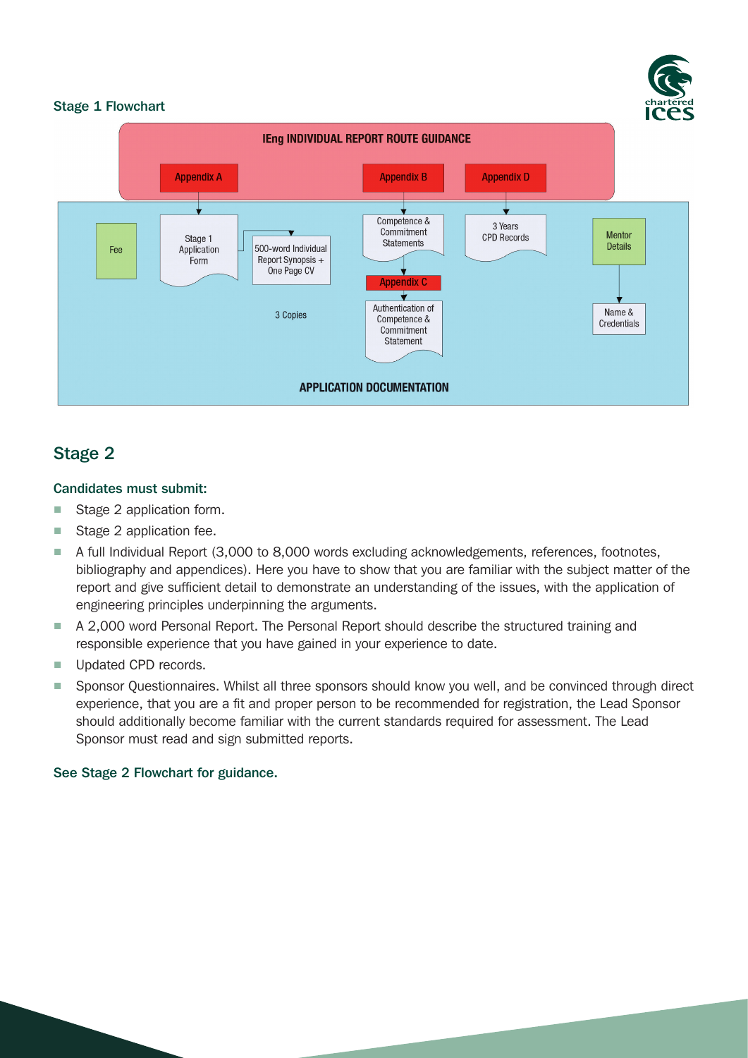### Stage 1 Flowchart

**IEng INDIVIDUAL REPORT ROUTE GUIDANCE**

Appendix A → Stage 1 Application Form → 500-word Individual Report Synopsis + One Page CV

Appendix B → Competence & Commitment Statements → Appendix C → Authentication of Competence & Commitment Statement

Appendix D → 3 Years CPD Records

Fee

Mentor Details → Name & Credentials

3 Copies

**APPLICATION DOCUMENTATION**

## Stage 2

### Candidates must submit:

- Stage 2 application form.
- Stage 2 application fee.
- A full Individual Report (3,000 to 8,000 words excluding acknowledgements, references, footnotes, bibliography and appendices). Here you have to show that you are familiar with the subject matter of the report and give sufficient detail to demonstrate an understanding of the issues, with the application of engineering principles underpinning the arguments.
- A 2,000 word Personal Report. The Personal Report should describe the structured training and responsible experience that you have gained in your experience to date.
- Updated CPD records.
- Sponsor Questionnaires. Whilst all three sponsors should know you well, and be convinced through direct experience, that you are a fit and proper person to be recommended for registration, the Lead Sponsor should additionally become familiar with the current standards required for assessment. The Lead Sponsor must read and sign submitted reports.

**See Stage 2 Flowchart for guidance.**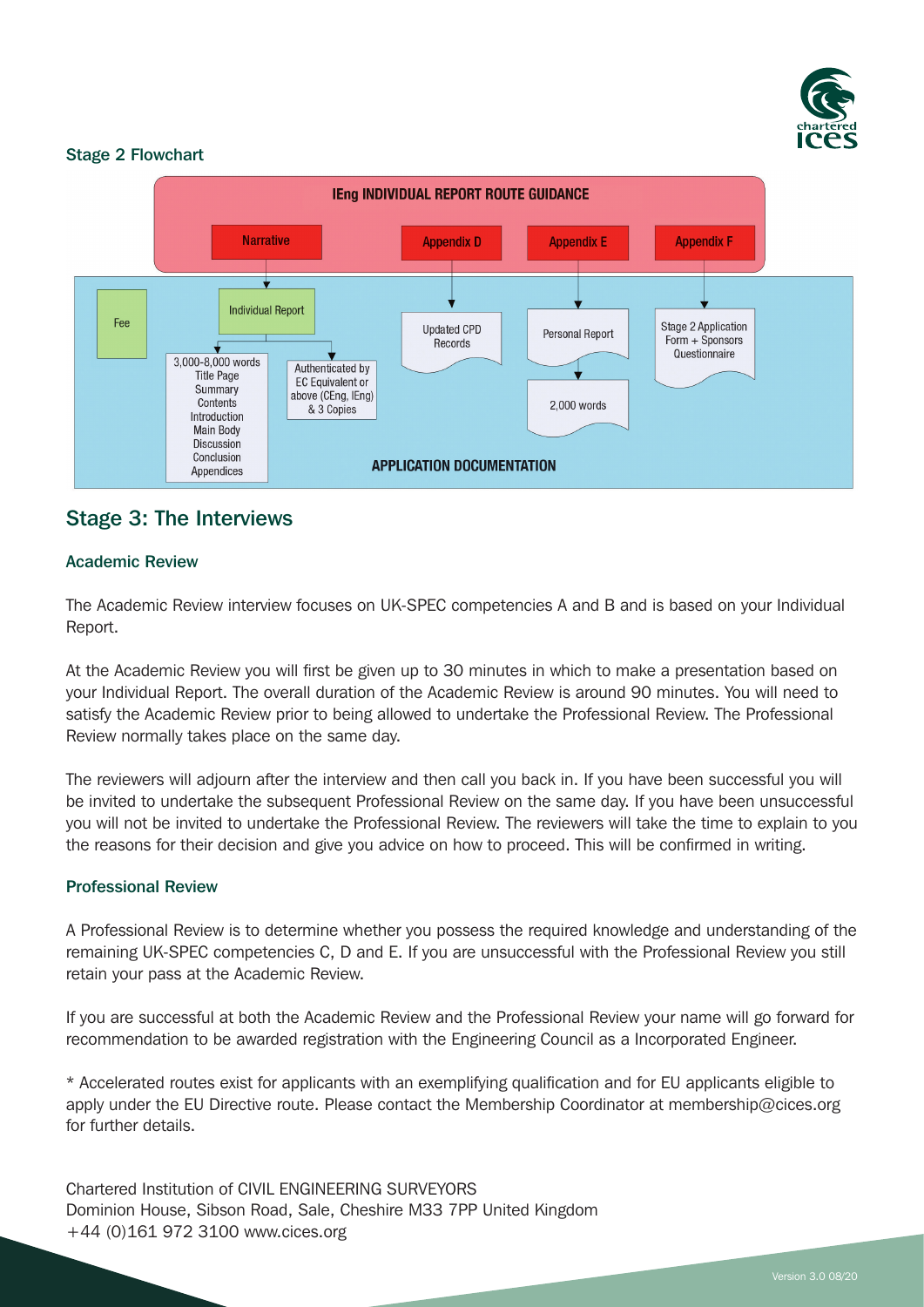### Stage 2 Flowchart

IEng INDIVIDUAL REPORT ROUTE GUIDANCE

Narrative

Appendix D

Appendix E

Appendix F

Fee

Individual Report

3,000-8,000 words
Title Page
Summary
Contents
Introduction
Main Body
Discussion
Conclusion
Appendices

Authenticated by EC Equivalent or above (CEng, IEng) & 3 Copies

Updated CPD Records

Personal Report

2,000 words

Stage 2 Application Form + Sponsors Questionnaire

APPLICATION DOCUMENTATION

## Stage 3: The Interviews

### Academic Review

The Academic Review interview focuses on UK-SPEC competencies A and B and is based on your Individual Report.

At the Academic Review you will first be given up to 30 minutes in which to make a presentation based on your Individual Report. The overall duration of the Academic Review is around 90 minutes. You will need to satisfy the Academic Review prior to being allowed to undertake the Professional Review. The Professional Review normally takes place on the same day.

The reviewers will adjourn after the interview and then call you back in. If you have been successful you will be invited to undertake the subsequent Professional Review on the same day. If you have been unsuccessful you will not be invited to undertake the Professional Review. The reviewers will take the time to explain to you the reasons for their decision and give you advice on how to proceed. This will be confirmed in writing.

### Professional Review

A Professional Review is to determine whether you possess the required knowledge and understanding of the remaining UK-SPEC competencies C, D and E. If you are unsuccessful with the Professional Review you still retain your pass at the Academic Review.

If you are successful at both the Academic Review and the Professional Review your name will go forward for recommendation to be awarded registration with the Engineering Council as a Incorporated Engineer.

* Accelerated routes exist for applicants with an exemplifying qualification and for EU applicants eligible to apply under the EU Directive route. Please contact the Membership Coordinator at membership@cices.org for further details.

Chartered Institution of CIVIL ENGINEERING SURVEYORS
Dominion House, Sibson Road, Sale, Cheshire M33 7PP United Kingdom
+44 (0)161 972 3100 www.cices.org

Version 3.0 08/20